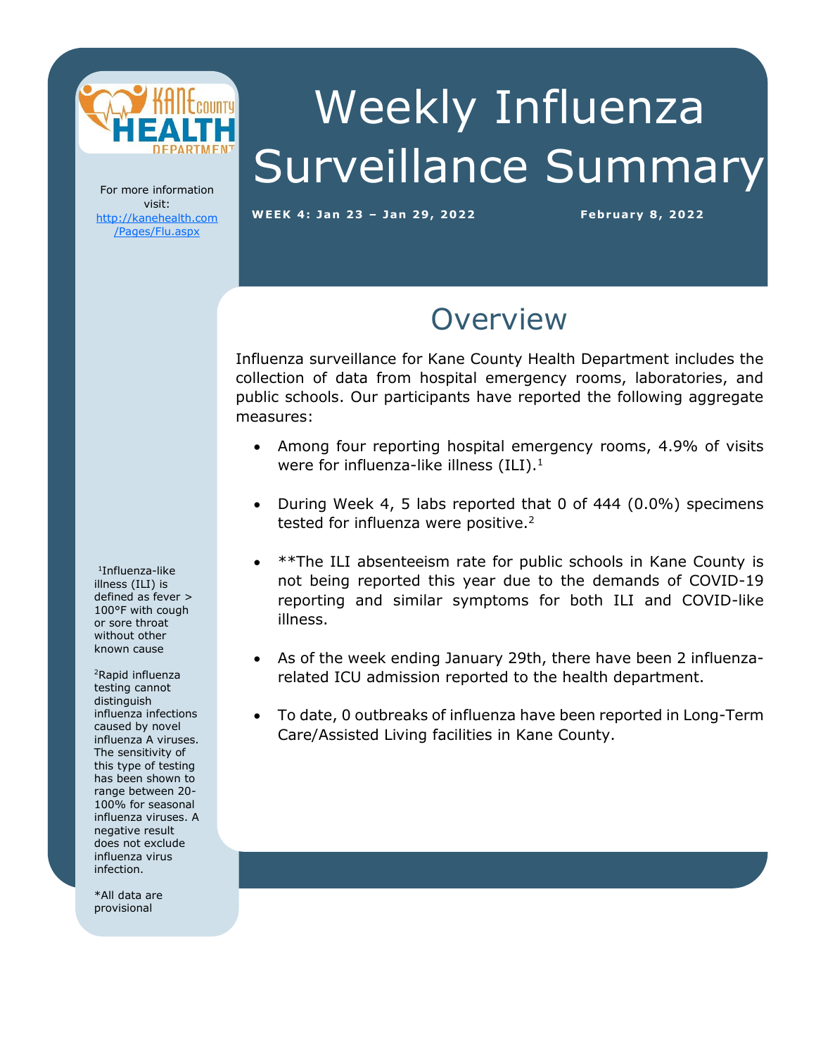# Weekly Influenza Surveillance Summary

**WEEK 4: Jan 23 – Jan 29, 2022** **February 8, 2022**

For more information visit: http://kanehealth.com/Pages/Flu.aspx

## Overview

Influenza surveillance for Kane County Health Department includes the collection of data from hospital emergency rooms, laboratories, and public schools. Our participants have reported the following aggregate measures:

- Among four reporting hospital emergency rooms, 4.9% of visits were for influenza-like illness (ILI).[1]
- During Week 4, 5 labs reported that 0 of 444 (0.0%) specimens tested for influenza were positive.[2]
- **The ILI absenteeism rate for public schools in Kane County is not being reported this year due to the demands of COVID-19 reporting and similar symptoms for both ILI and COVID-like illness.
- As of the week ending January 29th, there have been 2 influenza-related ICU admission reported to the health department.
- To date, 0 outbreaks of influenza have been reported in Long-Term Care/Assisted Living facilities in Kane County.

[1]Influenza-like illness (ILI) is defined as fever > 100°F with cough or sore throat without other known cause

[2]Rapid influenza testing cannot distinguish influenza infections caused by novel influenza A viruses. The sensitivity of this type of testing has been shown to range between 20-100% for seasonal influenza viruses. A negative result does not exclude influenza virus infection.

*All data are provisional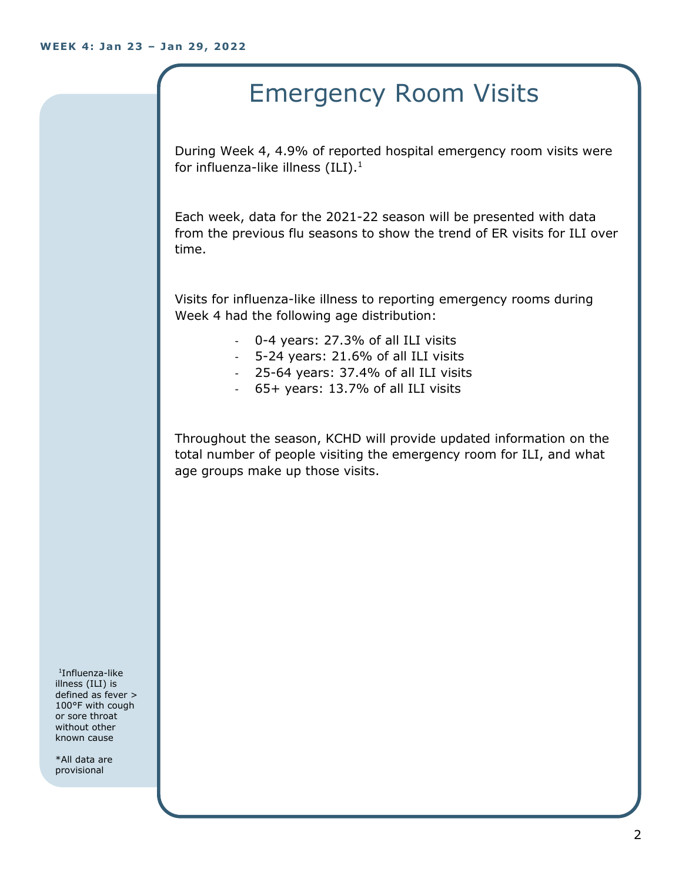# Emergency Room Visits

During Week 4, 4.9% of reported hospital emergency room visits were for influenza-like illness (ILI).[1]

Each week, data for the 2021-22 season will be presented with data from the previous flu seasons to show the trend of ER visits for ILI over time.

Visits for influenza-like illness to reporting emergency rooms during Week 4 had the following age distribution:

- 0-4 years: 27.3% of all ILI visits
- 5-24 years: 21.6% of all ILI visits
- 25-64 years: 37.4% of all ILI visits
- 65+ years: 13.7% of all ILI visits

Throughout the season, KCHD will provide updated information on the total number of people visiting the emergency room for ILI, and what age groups make up those visits.

[1]Influenza-like illness (ILI) is defined as fever > 100°F with cough or sore throat without other known cause

*All data are provisional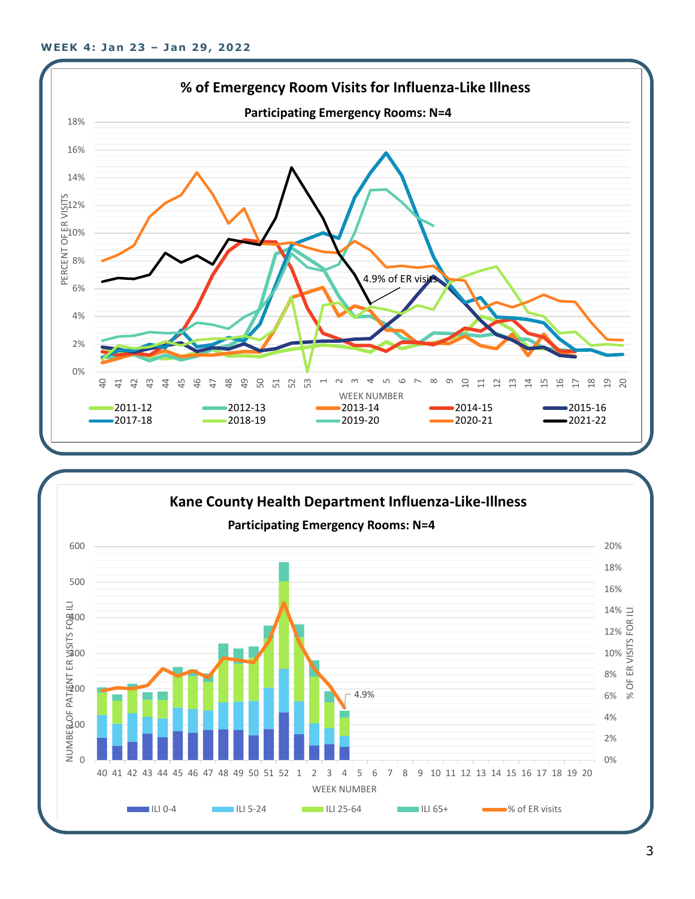**WEEK 4: Jan 23 – Jan 29, 2022**

**% of Emergency Room Visits for Influenza-Like Illness**

**Participating Emergency Rooms: N=4**

PERCENT OF ER VISITS: 0%, 2%, 4%, 6%, 8%, 10%, 12%, 14%, 16%, 18%

WEEK NUMBER: 40, 41, 42, 43, 44, 45, 46, 47, 48, 49, 50, 51, 52, 53, 1, 2, 3, 4, 5, 6, 7, 8, 9, 10, 11, 12, 13, 14, 15, 16, 17, 18, 19, 20

4.9% of ER visits

Legend: 2011-12, 2012-13, 2013-14, 2014-15, 2015-16, 2017-18, 2018-19, 2019-20, 2020-21, 2021-22

**Kane County Health Department Influenza-Like-Illness**

**Participating Emergency Rooms: N=4**

NUMBER OF PATIENT ER VISITS FOR ILI: 0, 100, 200, 300, 400, 500, 600

% OF ER VISITS FOR ILI: 0%, 2%, 4%, 6%, 8%, 10%, 12%, 14%, 16%, 18%, 20%

WEEK NUMBER: 40, 41, 42, 43, 44, 45, 46, 47, 48, 49, 50, 51, 52, 1, 2, 3, 4, 5, 6, 7, 8, 9, 10, 11, 12, 13, 14, 15, 16, 17, 18, 19, 20

4.9%

Legend: ILI 0-4, ILI 5-24, ILI 25-64, ILI 65+, % of ER visits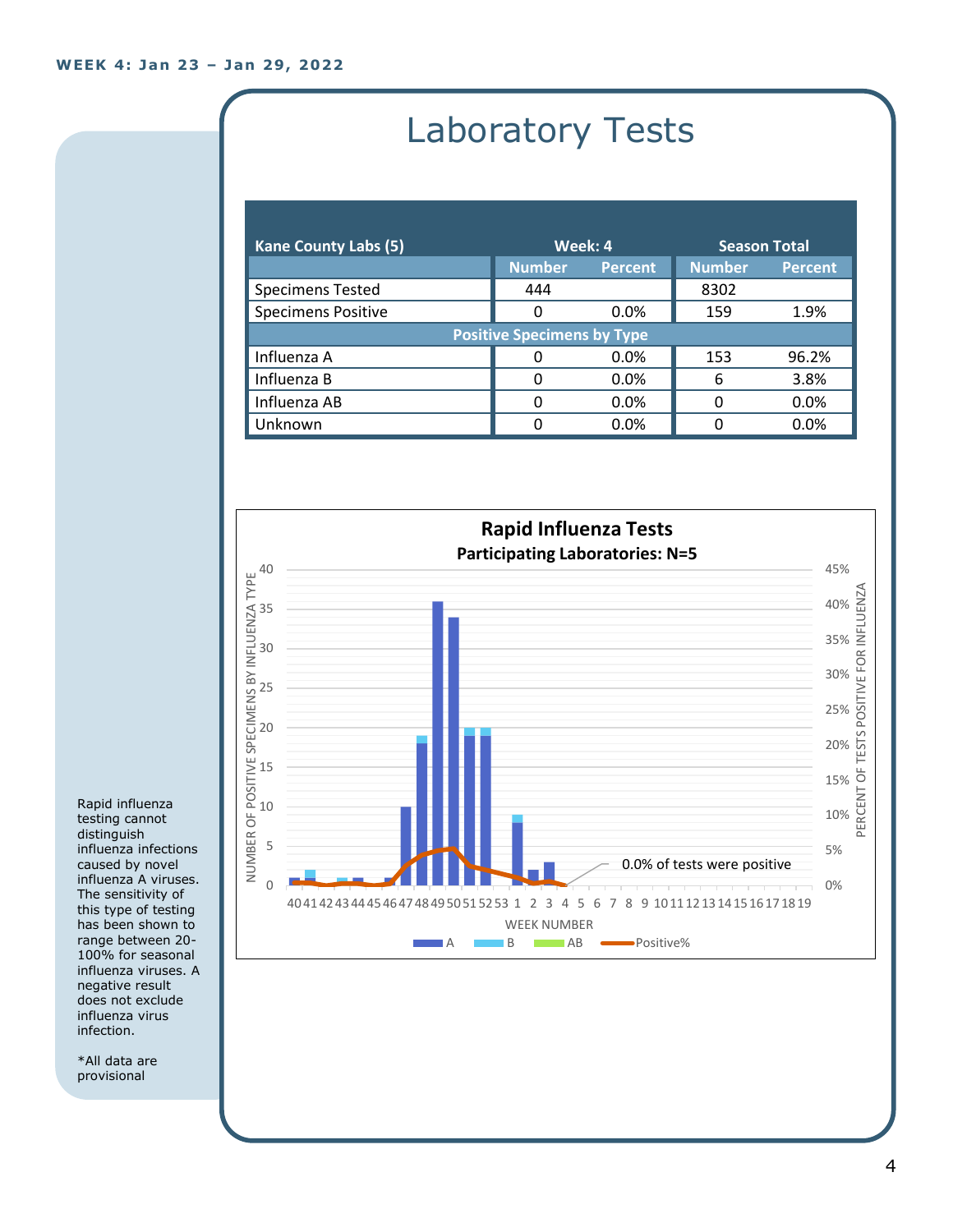WEEK 4: Jan 23 – Jan 29, 2022

# Laboratory Tests

| Kane County Labs (5) | Week: 4 | | Season Total | |
|---|---|---|---|---|
| | Number | Percent | Number | Percent |
| Specimens Tested | 444 | | 8302 | |
| Specimens Positive | 0 | 0.0% | 159 | 1.9% |
| **Positive Specimens by Type** | | | | |
| Influenza A | 0 | 0.0% | 153 | 96.2% |
| Influenza B | 0 | 0.0% | 6 | 3.8% |
| Influenza AB | 0 | 0.0% | 0 | 0.0% |
| Unknown | 0 | 0.0% | 0 | 0.0% |

**Rapid Influenza Tests**

**Participating Laboratories: N=5**

0.0% of tests were positive

Rapid influenza testing cannot distinguish influenza infections caused by novel influenza A viruses. The sensitivity of this type of testing has been shown to range between 20-100% for seasonal influenza viruses. A negative result does not exclude influenza virus infection.

*All data are provisional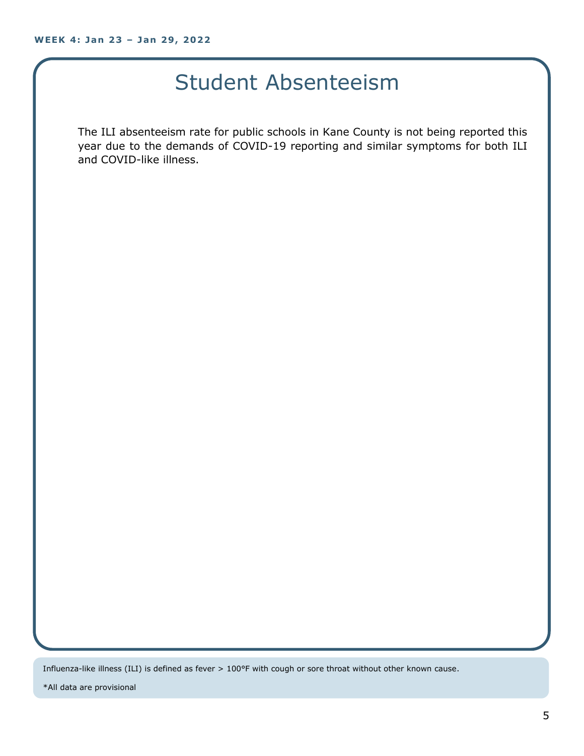# Student Absenteeism

The ILI absenteeism rate for public schools in Kane County is not being reported this year due to the demands of COVID-19 reporting and similar symptoms for both ILI and COVID-like illness.

Influenza-like illness (ILI) is defined as fever > 100°F with cough or sore throat without other known cause.

*All data are provisional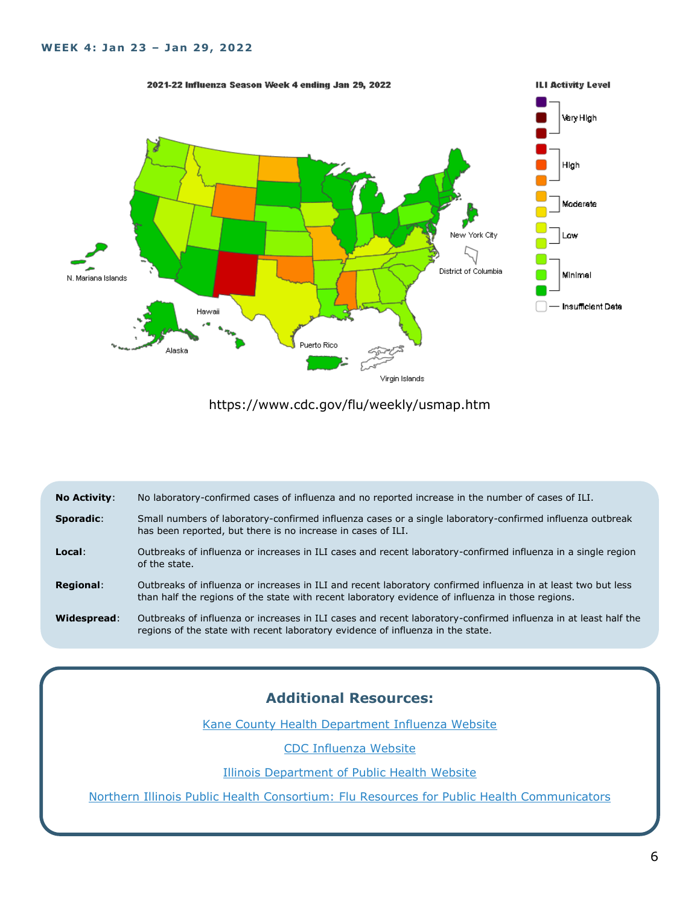**WEEK 4: Jan 23 – Jan 29, 2022**

2021-22 Influenza Season Week 4 ending Jan 29, 2022

ILI Activity Level

Very High

High

Moderate

Low

Minimal

Insufficient Data

N. Mariana Islands

Hawaii

Alaska

Puerto Rico

Virgin Islands

New York City

District of Columbia

https://www.cdc.gov/flu/weekly/usmap.htm

| | |
|---|---|
| **No Activity**: | No laboratory-confirmed cases of influenza and no reported increase in the number of cases of ILI. |
| **Sporadic**: | Small numbers of laboratory-confirmed influenza cases or a single laboratory-confirmed influenza outbreak has been reported, but there is no increase in cases of ILI. |
| **Local**: | Outbreaks of influenza or increases in ILI cases and recent laboratory-confirmed influenza in a single region of the state. |
| **Regional**: | Outbreaks of influenza or increases in ILI and recent laboratory confirmed influenza in at least two but less than half the regions of the state with recent laboratory evidence of influenza in those regions. |
| **Widespread**: | Outbreaks of influenza or increases in ILI cases and recent laboratory-confirmed influenza in at least half the regions of the state with recent laboratory evidence of influenza in the state. |

## Additional Resources:

Kane County Health Department Influenza Website

CDC Influenza Website

Illinois Department of Public Health Website

Northern Illinois Public Health Consortium: Flu Resources for Public Health Communicators